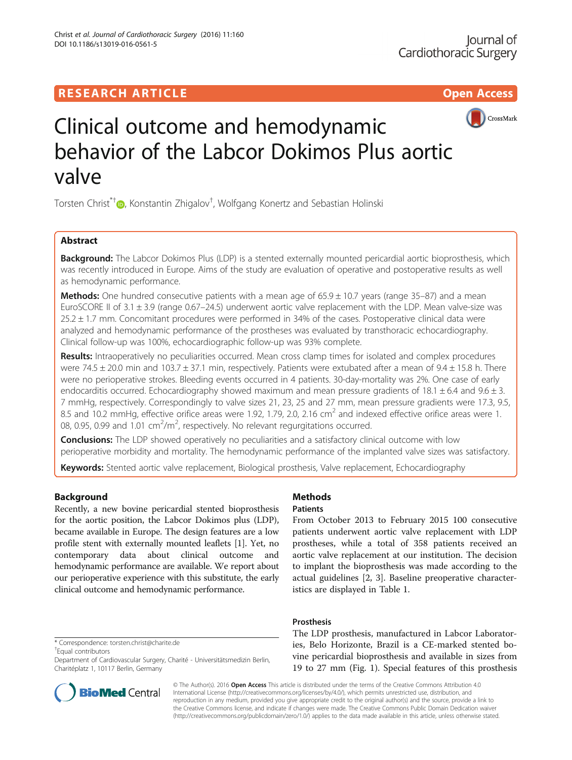# Clinical outcome and hemodynamic behavior of the Labcor Dokimos Plus aortic valve

Torsten Christ[*†], Konstantin Zhigalov[†], Wolfgang Konertz and Sebastian Holinski

## Abstract

**Background:** The Labcor Dokimos Plus (LDP) is a stented externally mounted pericardial aortic bioprosthesis, which was recently introduced in Europe. Aims of the study are evaluation of operative and postoperative results as well as hemodynamic performance.

**Methods:** One hundred consecutive patients with a mean age of 65.9 ± 10.7 years (range 35–87) and a mean EuroSCORE II of 3.1 ± 3.9 (range 0.67–24.5) underwent aortic valve replacement with the LDP. Mean valve-size was 25.2 ± 1.7 mm. Concomitant procedures were performed in 34% of the cases. Postoperative clinical data were analyzed and hemodynamic performance of the prostheses was evaluated by transthoracic echocardiography. Clinical follow-up was 100%, echocardiographic follow-up was 93% complete.

**Results:** Intraoperatively no peculiarities occurred. Mean cross clamp times for isolated and complex procedures were 74.5 ± 20.0 min and 103.7 ± 37.1 min, respectively. Patients were extubated after a mean of 9.4 ± 15.8 h. There were no perioperative strokes. Bleeding events occurred in 4 patients. 30-day-mortality was 2%. One case of early endocarditis occurred. Echocardiography showed maximum and mean pressure gradients of 18.1 ± 6.4 and 9.6 ± 3.7 mmHg, respectively. Correspondingly to valve sizes 21, 23, 25 and 27 mm, mean pressure gradients were 17.3, 9.5, 8.5 and 10.2 mmHg, effective orifice areas were 1.92, 1.79, 2.0, 2.16 $cm^2$ and indexed effective orifice areas were 1.08, 0.95, 0.99 and 1.01 $cm^2/m^2$, respectively. No relevant regurgitations occurred.

**Conclusions:** The LDP showed operatively no peculiarities and a satisfactory clinical outcome with low perioperative morbidity and mortality. The hemodynamic performance of the implanted valve sizes was satisfactory.

**Keywords:** Stented aortic valve replacement, Biological prosthesis, Valve replacement, Echocardiography

## Background

Recently, a new bovine pericardial stented bioprosthesis for the aortic position, the Labcor Dokimos plus (LDP), became available in Europe. The design features are a low profile stent with externally mounted leaflets [1]. Yet, no contemporary data about clinical outcome and hemodynamic performance are available. We report about our perioperative experience with this substitute, the early clinical outcome and hemodynamic performance.

## Methods

### Patients

From October 2013 to February 2015 100 consecutive patients underwent aortic valve replacement with LDP prostheses, while a total of 358 patients received an aortic valve replacement at our institution. The decision to implant the bioprosthesis was made according to the actual guidelines [2, 3]. Baseline preoperative characteristics are displayed in Table 1.

### Prosthesis

The LDP prosthesis, manufactured in Labcor Laboratories, Belo Horizonte, Brazil is a CE-marked stented bovine pericardial bioprosthesis and available in sizes from 19 to 27 mm (Fig. 1). Special features of this prosthesis

\* Correspondence: torsten.christ@charite.de
[†]Equal contributors
Department of Cardiovascular Surgery, Charité - Universitätsmedizin Berlin, Charitéplatz 1, 10117 Berlin, Germany

© The Author(s). 2016 **Open Access** This article is distributed under the terms of the Creative Commons Attribution 4.0 International License (http://creativecommons.org/licenses/by/4.0/), which permits unrestricted use, distribution, and reproduction in any medium, provided you give appropriate credit to the original author(s) and the source, provide a link to the Creative Commons license, and indicate if changes were made. The Creative Commons Public Domain Dedication waiver (http://creativecommons.org/publicdomain/zero/1.0/) applies to the data made available in this article, unless otherwise stated.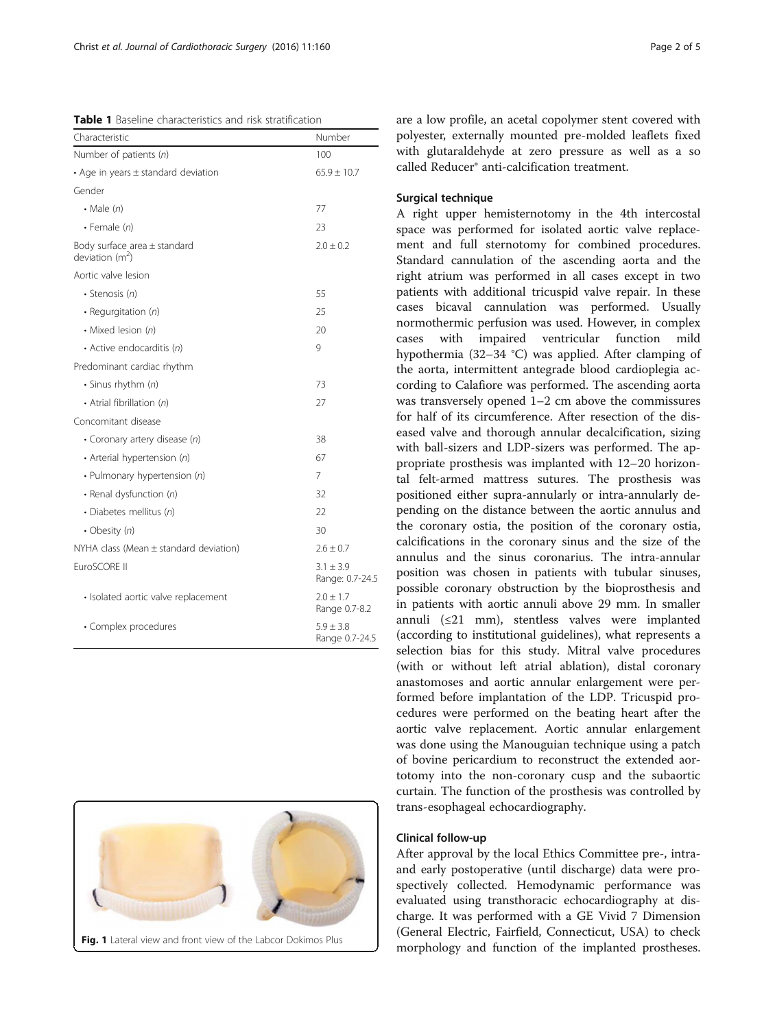**Table 1** Baseline characteristics and risk stratification

| Characteristic | Number |
|---|---|
| Number of patients (*n*) | 100 |
| • Age in years ± standard deviation | 65.9 ± 10.7 |
| Gender | |
| • Male (*n*) | 77 |
| • Female (*n*) | 23 |
| Body surface area ± standard deviation ($m^2$) | 2.0 ± 0.2 |
| Aortic valve lesion | |
| • Stenosis (*n*) | 55 |
| • Regurgitation (*n*) | 25 |
| • Mixed lesion (*n*) | 20 |
| • Active endocarditis (*n*) | 9 |
| Predominant cardiac rhythm | |
| • Sinus rhythm (*n*) | 73 |
| • Atrial fibrillation (*n*) | 27 |
| Concomitant disease | |
| • Coronary artery disease (*n*) | 38 |
| • Arterial hypertension (*n*) | 67 |
| • Pulmonary hypertension (*n*) | 7 |
| • Renal dysfunction (*n*) | 32 |
| • Diabetes mellitus (*n*) | 22 |
| • Obesity (*n*) | 30 |
| NYHA class (Mean ± standard deviation) | 2.6 ± 0.7 |
| EuroSCORE II | 3.1 ± 3.9 Range: 0.7-24.5 |
| • Isolated aortic valve replacement | 2.0 ± 1.7 Range 0.7-8.2 |
| • Complex procedures | 5.9 ± 3.8 Range 0.7-24.5 |

**Fig. 1** Lateral view and front view of the Labcor Dokimos Plus

are a low profile, an acetal copolymer stent covered with polyester, externally mounted pre-molded leaflets fixed with glutaraldehyde at zero pressure as well as a so called Reducer® anti-calcification treatment.

### Surgical technique

A right upper hemisternotomy in the 4th intercostal space was performed for isolated aortic valve replacement and full sternotomy for combined procedures. Standard cannulation of the ascending aorta and the right atrium was performed in all cases except in two patients with additional tricuspid valve repair. In these cases bicaval cannulation was performed. Usually normothermic perfusion was used. However, in complex cases with impaired ventricular function mild hypothermia (32–34 °C) was applied. After clamping of the aorta, intermittent antegrade blood cardioplegia according to Calafiore was performed. The ascending aorta was transversely opened 1–2 cm above the commissures for half of its circumference. After resection of the diseased valve and thorough annular decalcification, sizing with ball-sizers and LDP-sizers was performed. The appropriate prosthesis was implanted with 12–20 horizontal felt-armed mattress sutures. The prosthesis was positioned either supra-annularly or intra-annularly depending on the distance between the aortic annulus and the coronary ostia, the position of the coronary ostia, calcifications in the coronary sinus and the size of the annulus and the sinus coronarius. The intra-annular position was chosen in patients with tubular sinuses, possible coronary obstruction by the bioprosthesis and in patients with aortic annuli above 29 mm. In smaller annuli (≤21 mm), stentless valves were implanted (according to institutional guidelines), what represents a selection bias for this study. Mitral valve procedures (with or without left atrial ablation), distal coronary anastomoses and aortic annular enlargement were performed before implantation of the LDP. Tricuspid procedures were performed on the beating heart after the aortic valve replacement. Aortic annular enlargement was done using the Manouguian technique using a patch of bovine pericardium to reconstruct the extended aortotomy into the non-coronary cusp and the subaortic curtain. The function of the prosthesis was controlled by trans-esophageal echocardiography.

### Clinical follow-up

After approval by the local Ethics Committee pre-, intra- and early postoperative (until discharge) data were prospectively collected. Hemodynamic performance was evaluated using transthoracic echocardiography at discharge. It was performed with a GE Vivid 7 Dimension (General Electric, Fairfield, Connecticut, USA) to check morphology and function of the implanted prostheses.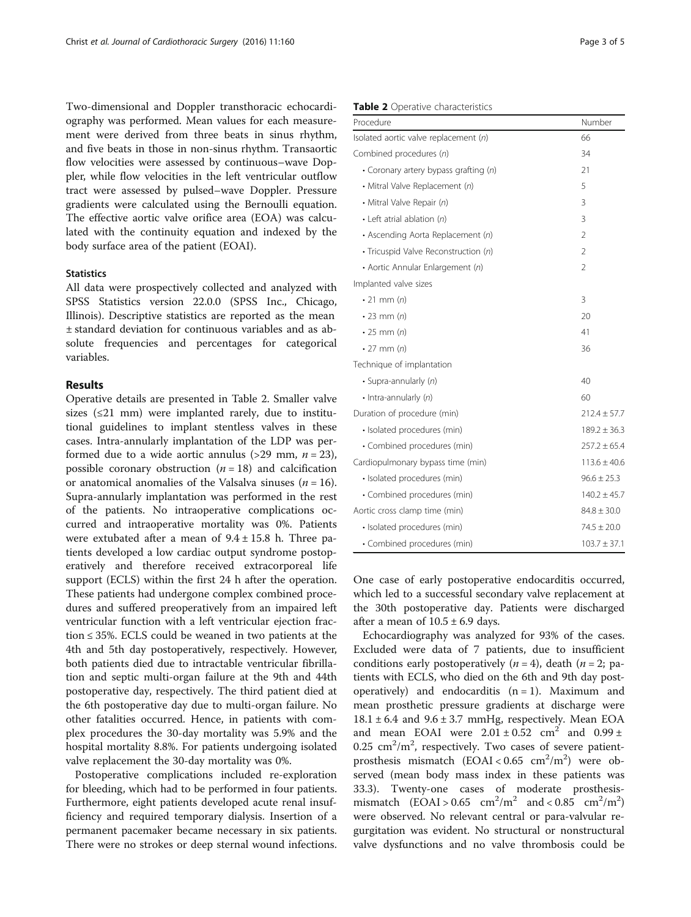Two-dimensional and Doppler transthoracic echocardiography was performed. Mean values for each measurement were derived from three beats in sinus rhythm, and five beats in those in non-sinus rhythm. Transaortic flow velocities were assessed by continuous–wave Doppler, while flow velocities in the left ventricular outflow tract were assessed by pulsed–wave Doppler. Pressure gradients were calculated using the Bernoulli equation. The effective aortic valve orifice area (EOA) was calculated with the continuity equation and indexed by the body surface area of the patient (EOAI).

### Statistics

All data were prospectively collected and analyzed with SPSS Statistics version 22.0.0 (SPSS Inc., Chicago, Illinois). Descriptive statistics are reported as the mean ± standard deviation for continuous variables and as absolute frequencies and percentages for categorical variables.

## Results

Operative details are presented in Table 2. Smaller valve sizes (≤21 mm) were implanted rarely, due to institutional guidelines to implant stentless valves in these cases. Intra-annularly implantation of the LDP was performed due to a wide aortic annulus (>29 mm, $n = 23$), possible coronary obstruction ($n = 18$) and calcification or anatomical anomalies of the Valsalva sinuses ($n = 16$). Supra-annularly implantation was performed in the rest of the patients. No intraoperative complications occurred and intraoperative mortality was 0%. Patients were extubated after a mean of 9.4 ± 15.8 h. Three patients developed a low cardiac output syndrome postoperatively and therefore received extracorporeal life support (ECLS) within the first 24 h after the operation. These patients had undergone complex combined procedures and suffered preoperatively from an impaired left ventricular function with a left ventricular ejection fraction ≤ 35%. ECLS could be weaned in two patients at the 4th and 5th day postoperatively, respectively. However, both patients died due to intractable ventricular fibrillation and septic multi-organ failure at the 9th and 44th postoperative day, respectively. The third patient died at the 6th postoperative day due to multi-organ failure. No other fatalities occurred. Hence, in patients with complex procedures the 30-day mortality was 5.9% and the hospital mortality 8.8%. For patients undergoing isolated valve replacement the 30-day mortality was 0%.

Postoperative complications included re-exploration for bleeding, which had to be performed in four patients. Furthermore, eight patients developed acute renal insufficiency and required temporary dialysis. Insertion of a permanent pacemaker became necessary in six patients. There were no strokes or deep sternal wound infections.

**Table 2** Operative characteristics

| Procedure | Number |
|---|---|
| Isolated aortic valve replacement (*n*) | 66 |
| Combined procedures (*n*) | 34 |
| • Coronary artery bypass grafting (*n*) | 21 |
| • Mitral Valve Replacement (*n*) | 5 |
| • Mitral Valve Repair (*n*) | 3 |
| • Left atrial ablation (*n*) | 3 |
| • Ascending Aorta Replacement (*n*) | 2 |
| • Tricuspid Valve Reconstruction (*n*) | 2 |
| • Aortic Annular Enlargement (*n*) | 2 |
| Implanted valve sizes | |
| • 21 mm (*n*) | 3 |
| • 23 mm (*n*) | 20 |
| • 25 mm (*n*) | 41 |
| • 27 mm (*n*) | 36 |
| Technique of implantation | |
| • Supra-annularly (*n*) | 40 |
| • Intra-annularly (*n*) | 60 |
| Duration of procedure (min) | 212.4 ± 57.7 |
| • Isolated procedures (min) | 189.2 ± 36.3 |
| • Combined procedures (min) | 257.2 ± 65.4 |
| Cardiopulmonary bypass time (min) | 113.6 ± 40.6 |
| • Isolated procedures (min) | 96.6 ± 25.3 |
| • Combined procedures (min) | 140.2 ± 45.7 |
| Aortic cross clamp time (min) | 84.8 ± 30.0 |
| • Isolated procedures (min) | 74.5 ± 20.0 |
| • Combined procedures (min) | 103.7 ± 37.1 |

One case of early postoperative endocarditis occurred, which led to a successful secondary valve replacement at the 30th postoperative day. Patients were discharged after a mean of 10.5 ± 6.9 days.

Echocardiography was analyzed for 93% of the cases. Excluded were data of 7 patients, due to insufficient conditions early postoperatively ($n = 4$), death ($n = 2$; patients with ECLS, who died on the 6th and 9th day postoperatively) and endocarditis ($n = 1$). Maximum and mean prosthetic pressure gradients at discharge were 18.1 ± 6.4 and 9.6 ± 3.7 mmHg, respectively. Mean EOA and mean EOAI were 2.01 ± 0.52 $cm^2$ and 0.99 ± 0.25 $cm^2/m^2$, respectively. Two cases of severe patient-prosthesis mismatch (EOAI < 0.65 $cm^2/m^2$) were observed (mean body mass index in these patients was 33.3). Twenty-one cases of moderate prosthesis-mismatch (EOAI > 0.65 $cm^2/m^2$ and < 0.85 $cm^2/m^2$) were observed. No relevant central or para-valvular regurgitation was evident. No structural or nonstructural valve dysfunctions and no valve thrombosis could be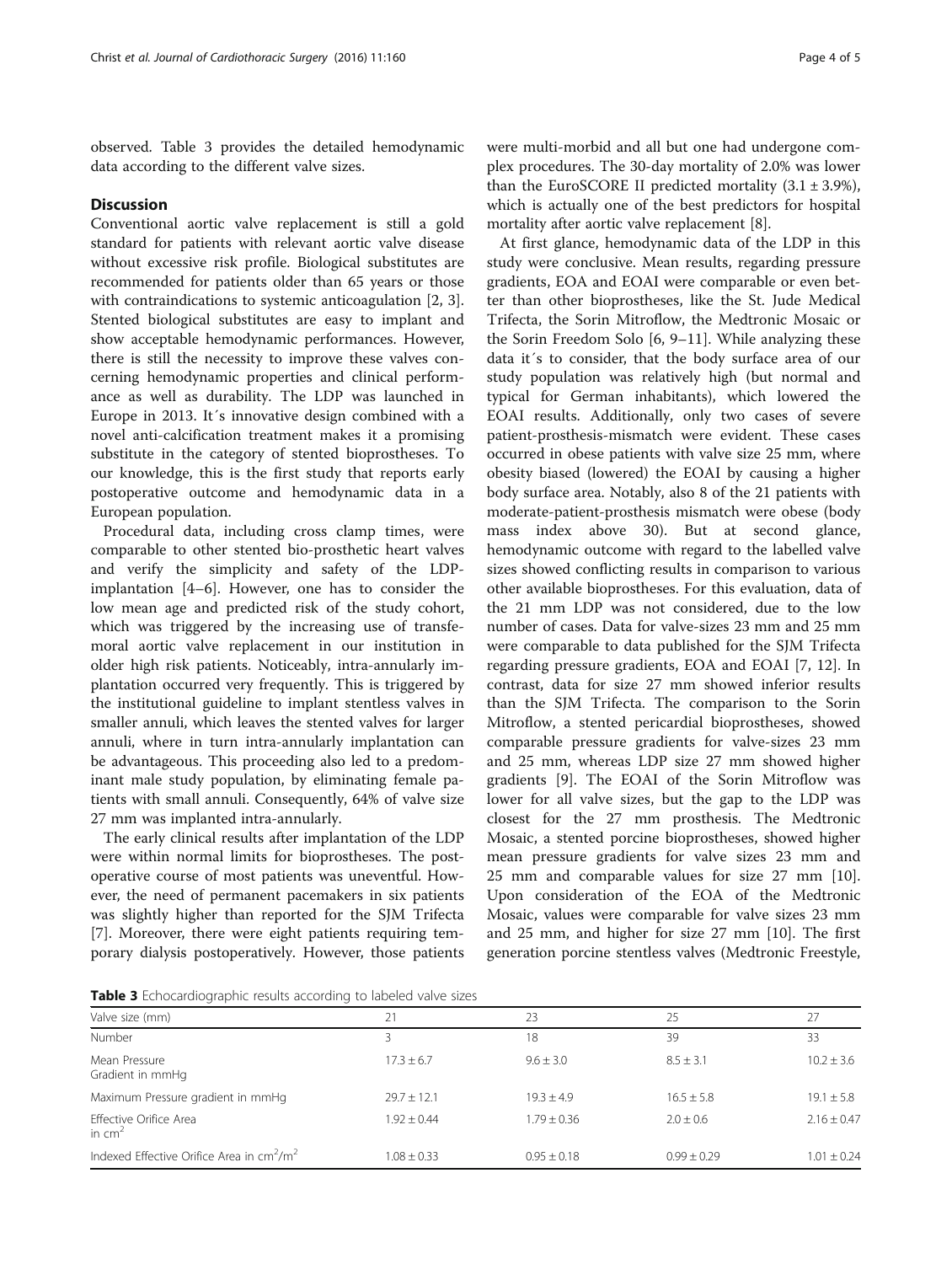observed. Table 3 provides the detailed hemodynamic data according to the different valve sizes.

## Discussion

Conventional aortic valve replacement is still a gold standard for patients with relevant aortic valve disease without excessive risk profile. Biological substitutes are recommended for patients older than 65 years or those with contraindications to systemic anticoagulation [2, 3]. Stented biological substitutes are easy to implant and show acceptable hemodynamic performances. However, there is still the necessity to improve these valves concerning hemodynamic properties and clinical performance as well as durability. The LDP was launched in Europe in 2013. It´s innovative design combined with a novel anti-calcification treatment makes it a promising substitute in the category of stented bioprostheses. To our knowledge, this is the first study that reports early postoperative outcome and hemodynamic data in a European population.

Procedural data, including cross clamp times, were comparable to other stented bio-prosthetic heart valves and verify the simplicity and safety of the LDP-implantation [4–6]. However, one has to consider the low mean age and predicted risk of the study cohort, which was triggered by the increasing use of transfemoral aortic valve replacement in our institution in older high risk patients. Noticeably, intra-annularly implantation occurred very frequently. This is triggered by the institutional guideline to implant stentless valves in smaller annuli, which leaves the stented valves for larger annuli, where in turn intra-annularly implantation can be advantageous. This proceeding also led to a predominant male study population, by eliminating female patients with small annuli. Consequently, 64% of valve size 27 mm was implanted intra-annularly.

The early clinical results after implantation of the LDP were within normal limits for bioprostheses. The postoperative course of most patients was uneventful. However, the need of permanent pacemakers in six patients was slightly higher than reported for the SJM Trifecta [7]. Moreover, there were eight patients requiring temporary dialysis postoperatively. However, those patients were multi-morbid and all but one had undergone complex procedures. The 30-day mortality of 2.0% was lower than the EuroSCORE II predicted mortality (3.1 ± 3.9%), which is actually one of the best predictors for hospital mortality after aortic valve replacement [8].

At first glance, hemodynamic data of the LDP in this study were conclusive. Mean results, regarding pressure gradients, EOA and EOAI were comparable or even better than other bioprostheses, like the St. Jude Medical Trifecta, the Sorin Mitroflow, the Medtronic Mosaic or the Sorin Freedom Solo [6, 9–11]. While analyzing these data it´s to consider, that the body surface area of our study population was relatively high (but normal and typical for German inhabitants), which lowered the EOAI results. Additionally, only two cases of severe patient-prosthesis-mismatch were evident. These cases occurred in obese patients with valve size 25 mm, where obesity biased (lowered) the EOAI by causing a higher body surface area. Notably, also 8 of the 21 patients with moderate-patient-prosthesis mismatch were obese (body mass index above 30). But at second glance, hemodynamic outcome with regard to the labelled valve sizes showed conflicting results in comparison to various other available bioprostheses. For this evaluation, data of the 21 mm LDP was not considered, due to the low number of cases. Data for valve-sizes 23 mm and 25 mm were comparable to data published for the SJM Trifecta regarding pressure gradients, EOA and EOAI [7, 12]. In contrast, data for size 27 mm showed inferior results than the SJM Trifecta. The comparison to the Sorin Mitroflow, a stented pericardial bioprostheses, showed comparable pressure gradients for valve-sizes 23 mm and 25 mm, whereas LDP size 27 mm showed higher gradients [9]. The EOAI of the Sorin Mitroflow was lower for all valve sizes, but the gap to the LDP was closest for the 27 mm prosthesis. The Medtronic Mosaic, a stented porcine bioprostheses, showed higher mean pressure gradients for valve sizes 23 mm and 25 mm and comparable values for size 27 mm [10]. Upon consideration of the EOA of the Medtronic Mosaic, values were comparable for valve sizes 23 mm and 25 mm, and higher for size 27 mm [10]. The first generation porcine stentless valves (Medtronic Freestyle,

**Table 3** Echocardiographic results according to labeled valve sizes

| Valve size (mm) | 21 | 23 | 25 | 27 |
|---|---|---|---|---|
| Number | 3 | 18 | 39 | 33 |
| Mean Pressure Gradient in mmHg | 17.3 ± 6.7 | 9.6 ± 3.0 | 8.5 ± 3.1 | 10.2 ± 3.6 |
| Maximum Pressure gradient in mmHg | 29.7 ± 12.1 | 19.3 ± 4.9 | 16.5 ± 5.8 | 19.1 ± 5.8 |
| Effective Orifice Area in $cm^2$ | 1.92 ± 0.44 | 1.79 ± 0.36 | 2.0 ± 0.6 | 2.16 ± 0.47 |
| Indexed Effective Orifice Area in $cm^2/m^2$ | 1.08 ± 0.33 | 0.95 ± 0.18 | 0.99 ± 0.29 | 1.01 ± 0.24 |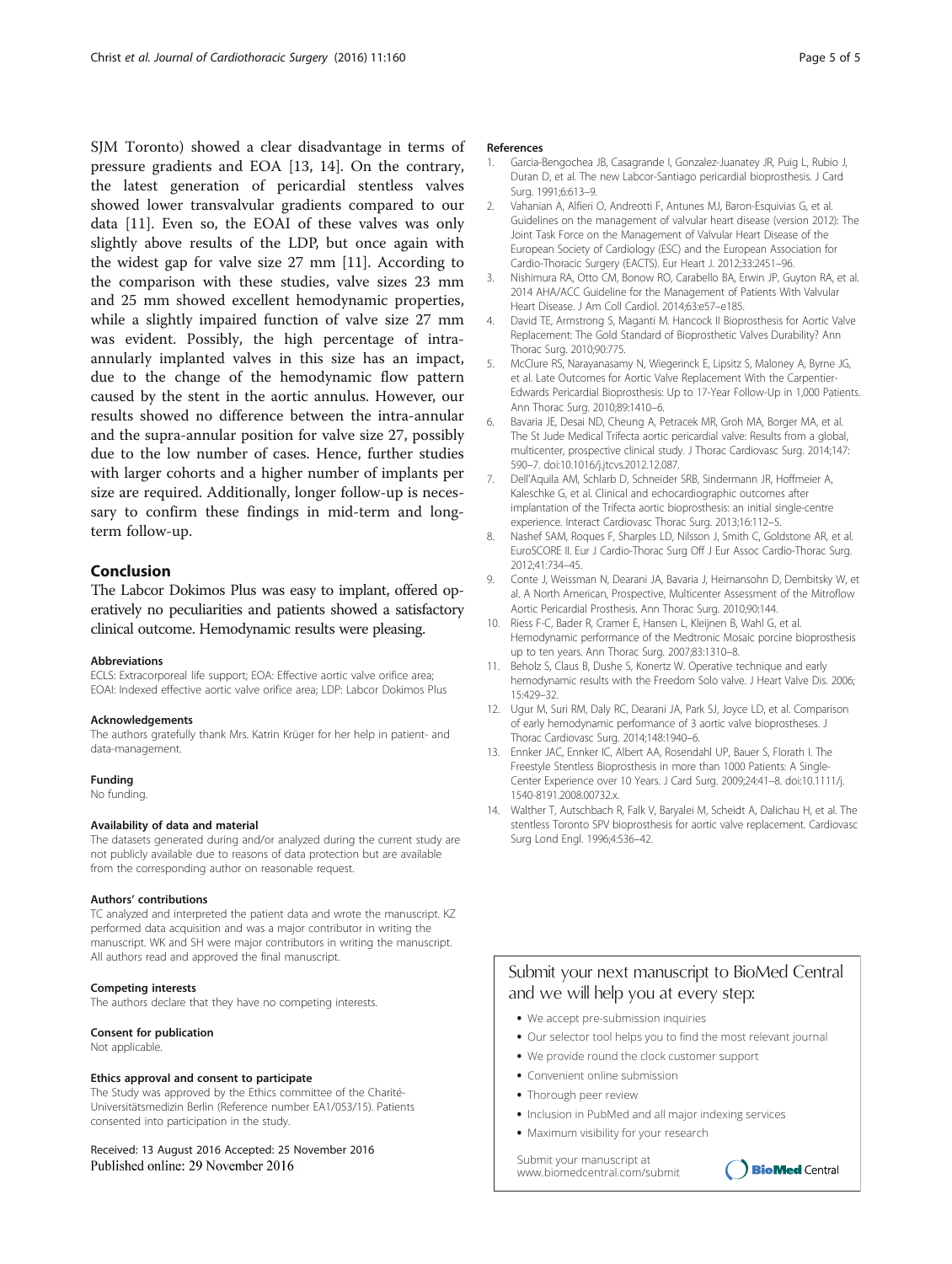SJM Toronto) showed a clear disadvantage in terms of pressure gradients and EOA [13, 14]. On the contrary, the latest generation of pericardial stentless valves showed lower transvalvular gradients compared to our data [11]. Even so, the EOAI of these valves was only slightly above results of the LDP, but once again with the widest gap for valve size 27 mm [11]. According to the comparison with these studies, valve sizes 23 mm and 25 mm showed excellent hemodynamic properties, while a slightly impaired function of valve size 27 mm was evident. Possibly, the high percentage of intra-annularly implanted valves in this size has an impact, due to the change of the hemodynamic flow pattern caused by the stent in the aortic annulus. However, our results showed no difference between the intra-annular and the supra-annular position for valve size 27, possibly due to the low number of cases. Hence, further studies with larger cohorts and a higher number of implants per size are required. Additionally, longer follow-up is necessary to confirm these findings in mid-term and long-term follow-up.

## Conclusion

The Labcor Dokimos Plus was easy to implant, offered operatively no peculiarities and patients showed a satisfactory clinical outcome. Hemodynamic results were pleasing.

#### Abbreviations

ECLS: Extracorporeal life support; EOA: Effective aortic valve orifice area; EOAI: Indexed effective aortic valve orifice area; LDP: Labcor Dokimos Plus

#### Acknowledgements

The authors gratefully thank Mrs. Katrin Krüger for her help in patient- and data-management.

#### Funding

No funding.

#### Availability of data and material

The datasets generated during and/or analyzed during the current study are not publicly available due to reasons of data protection but are available from the corresponding author on reasonable request.

#### Authors' contributions

TC analyzed and interpreted the patient data and wrote the manuscript. KZ performed data acquisition and was a major contributor in writing the manuscript. WK and SH were major contributors in writing the manuscript. All authors read and approved the final manuscript.

#### Competing interests

The authors declare that they have no competing interests.

#### Consent for publication

Not applicable.

#### Ethics approval and consent to participate

The Study was approved by the Ethics committee of the Charité-Universitätsmedizin Berlin (Reference number EA1/053/15). Patients consented into participation in the study.

Received: 13 August 2016 Accepted: 25 November 2016
Published online: 29 November 2016

#### References

1. Garcia-Bengochea JB, Casagrande I, Gonzalez-Juanatey JR, Puig L, Rubio J, Duran D, et al. The new Labcor-Santiago pericardial bioprosthesis. J Card Surg. 1991;6:613–9.
2. Vahanian A, Alfieri O, Andreotti F, Antunes MJ, Baron-Esquivias G, et al. Guidelines on the management of valvular heart disease (version 2012): The Joint Task Force on the Management of Valvular Heart Disease of the European Society of Cardiology (ESC) and the European Association for Cardio-Thoracic Surgery (EACTS). Eur Heart J. 2012;33:2451–96.
3. Nishimura RA, Otto CM, Bonow RO, Carabello BA, Erwin JP, Guyton RA, et al. 2014 AHA/ACC Guideline for the Management of Patients With Valvular Heart Disease. J Am Coll Cardiol. 2014;63:e57–e185.
4. David TE, Armstrong S, Maganti M. Hancock II Bioprosthesis for Aortic Valve Replacement: The Gold Standard of Bioprosthetic Valves Durability? Ann Thorac Surg. 2010;90:775.
5. McClure RS, Narayanasamy N, Wiegerinck E, Lipsitz S, Maloney A, Byrne JG, et al. Late Outcomes for Aortic Valve Replacement With the Carpentier-Edwards Pericardial Bioprosthesis: Up to 17-Year Follow-Up in 1,000 Patients. Ann Thorac Surg. 2010;89:1410–6.
6. Bavaria JE, Desai ND, Cheung A, Petracek MR, Groh MA, Borger MA, et al. The St Jude Medical Trifecta aortic pericardial valve: Results from a global, multicenter, prospective clinical study. J Thorac Cardiovasc Surg. 2014;147:590–7. doi:10.1016/j.jtcvs.2012.12.087.
7. Dell'Aquila AM, Schlarb D, Schneider SRB, Sindermann JR, Hoffmeier A, Kaleschke G, et al. Clinical and echocardiographic outcomes after implantation of the Trifecta aortic bioprosthesis: an initial single-centre experience. Interact Cardiovasc Thorac Surg. 2013;16:112–5.
8. Nashef SAM, Roques F, Sharples LD, Nilsson J, Smith C, Goldstone AR, et al. EuroSCORE II. Eur J Cardio-Thorac Surg Off J Eur Assoc Cardio-Thorac Surg. 2012;41:734–45.
9. Conte J, Weissman N, Dearani JA, Bavaria J, Heimansohn D, Dembitsky W, et al. A North American, Prospective, Multicenter Assessment of the Mitroflow Aortic Pericardial Prosthesis. Ann Thorac Surg. 2010;90:144.
10. Riess F-C, Bader R, Cramer E, Hansen L, Kleijnen B, Wahl G, et al. Hemodynamic performance of the Medtronic Mosaic porcine bioprosthesis up to ten years. Ann Thorac Surg. 2007;83:1310–8.
11. Beholz S, Claus B, Dushe S, Konertz W. Operative technique and early hemodynamic results with the Freedom Solo valve. J Heart Valve Dis. 2006;15:429–32.
12. Ugur M, Suri RM, Daly RC, Dearani JA, Park SJ, Joyce LD, et al. Comparison of early hemodynamic performance of 3 aortic valve bioprostheses. J Thorac Cardiovasc Surg. 2014;148:1940–6.
13. Ennker JAC, Ennker IC, Albert AA, Rosendahl UP, Bauer S, Florath I. The Freestyle Stentless Bioprosthesis in more than 1000 Patients: A Single-Center Experience over 10 Years. J Card Surg. 2009;24:41–8. doi:10.1111/j.1540-8191.2008.00732.x.
14. Walther T, Autschbach R, Falk V, Baryalei M, Scheidt A, Dalichau H, et al. The stentless Toronto SPV bioprosthesis for aortic valve replacement. Cardiovasc Surg Lond Engl. 1996;4:536–42.